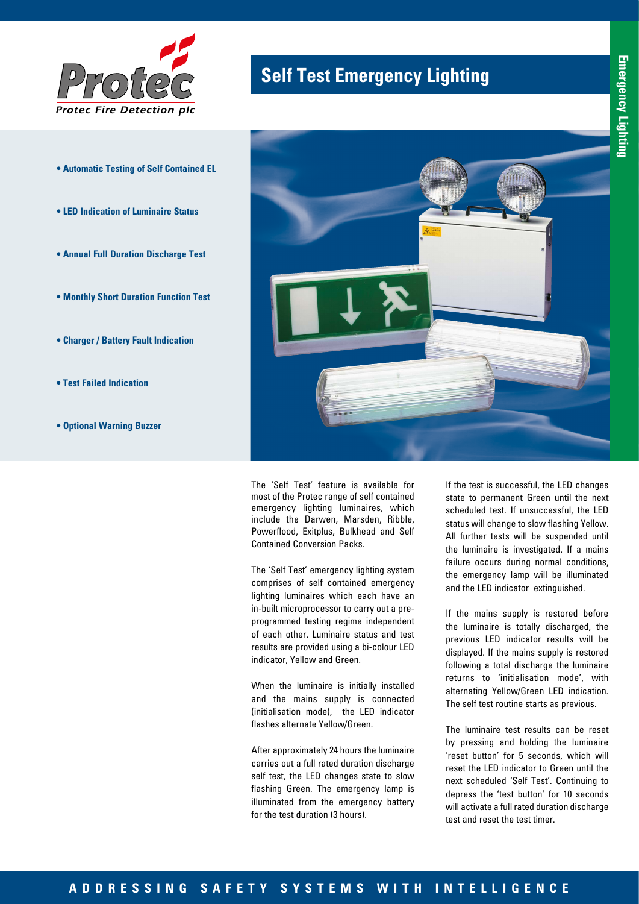Protec

*Protec Fire Detection plc*

# Self Test Emergency Lighting

Emergency Lighting

- **Automatic Testing of Self Contained EL**
- **LED Indication of Luminaire Status**
- **Annual Full Duration Discharge Test**
- **Monthly Short Duration Function Test**
- **Charger / Battery Fault Indication**
- **Test Failed Indication**
- **Optional Warning Buzzer**

The 'Self Test' feature is available for most of the Protec range of self contained emergency lighting luminaires, which include the Darwen, Marsden, Ribble, Powerflood, Exitplus, Bulkhead and Self Contained Conversion Packs.

The 'Self Test' emergency lighting system comprises of self contained emergency lighting luminaires which each have an in-built microprocessor to carry out a pre-programmed testing regime independent of each other. Luminaire status and test results are provided using a bi-colour LED indicator, Yellow and Green.

When the luminaire is initially installed and the mains supply is connected (initialisation mode), the LED indicator flashes alternate Yellow/Green.

After approximately 24 hours the luminaire carries out a full rated duration discharge self test, the LED changes state to slow flashing Green. The emergency lamp is illuminated from the emergency battery for the test duration (3 hours).

If the test is successful, the LED changes state to permanent Green until the next scheduled test. If unsuccessful, the LED status will change to slow flashing Yellow. All further tests will be suspended until the luminaire is investigated. If a mains failure occurs during normal conditions, the emergency lamp will be illuminated and the LED indicator extinguished.

If the mains supply is restored before the luminaire is totally discharged, the previous LED indicator results will be displayed. If the mains supply is restored following a total discharge the luminaire returns to 'initialisation mode', with alternating Yellow/Green LED indication. The self test routine starts as previous.

The luminaire test results can be reset by pressing and holding the luminaire 'reset button' for 5 seconds, which will reset the LED indicator to Green until the next scheduled 'Self Test'. Continuing to depress the 'test button' for 10 seconds will activate a full rated duration discharge test and reset the test timer.

**ADDRESSING SAFETY SYSTEMS WITH INTELLIGENCE**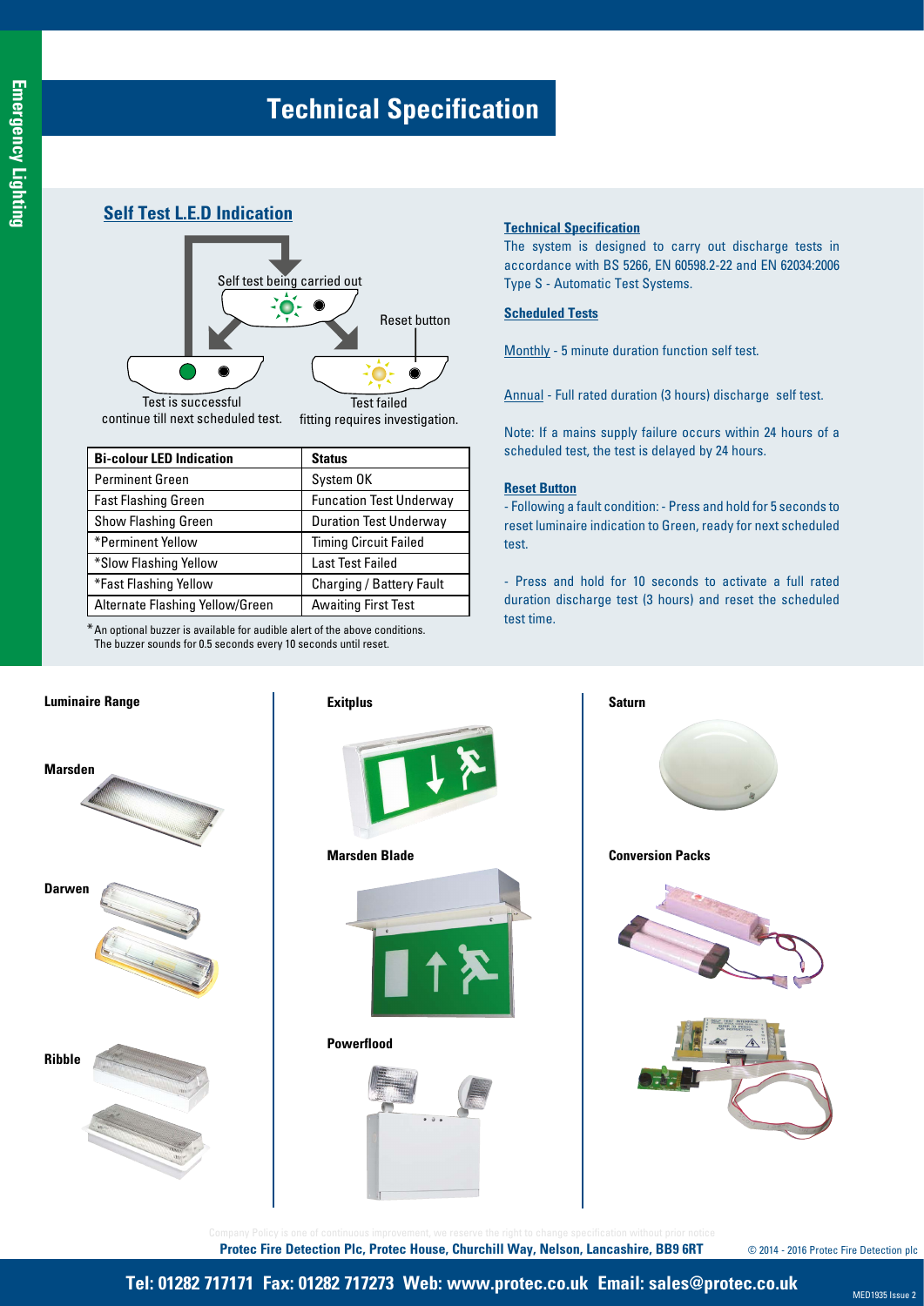# Technical Specification

## Self Test L.E.D Indication

Self test being carried out

Reset button

Test is successful
continue till next scheduled test.

Test failed
fitting requires investigation.

| Bi-colour LED Indication | Status |
|---|---|
| Perminent Green | System OK |
| Fast Flashing Green | Funcation Test Underway |
| Show Flashing Green | Duration Test Underway |
| *Perminent Yellow | Timing Circuit Failed |
| *Slow Flashing Yellow | Last Test Failed |
| *Fast Flashing Yellow | Charging / Battery Fault |
| Alternate Flashing Yellow/Green | Awaiting First Test |

*An optional buzzer is available for audible alert of the above conditions. The buzzer sounds for 0.5 seconds every 10 seconds until reset.

### Technical Specification

The system is designed to carry out discharge tests in accordance with BS 5266, EN 60598.2-22 and EN 62034:2006 Type S - Automatic Test Systems.

### Scheduled Tests

Monthly - 5 minute duration function self test.

Annual - Full rated duration (3 hours) discharge self test.

Note: If a mains supply failure occurs within 24 hours of a scheduled test, the test is delayed by 24 hours.

### Reset Button

- Following a fault condition: - Press and hold for 5 seconds to reset luminaire indication to Green, ready for next scheduled test.

- Press and hold for 10 seconds to activate a full rated duration discharge test (3 hours) and reset the scheduled test time.

**Luminaire Range**

**Marsden**

**Darwen**

**Ribble**

**Exitplus**

**Marsden Blade**

**Powerflood**

**Saturn**

**Conversion Packs**

Company Policy is one of continuous improvement, we reserve the right to change specification without prior notice

**Protec Fire Detection Plc, Protec House, Churchill Way, Nelson, Lancashire, BB9 6RT**

© 2014 - 2016 Protec Fire Detection plc

**Tel: 01282 717171 Fax: 01282 717273 Web: www.protec.co.uk Email: sales@protec.co.uk**

MED1935 Issue 2